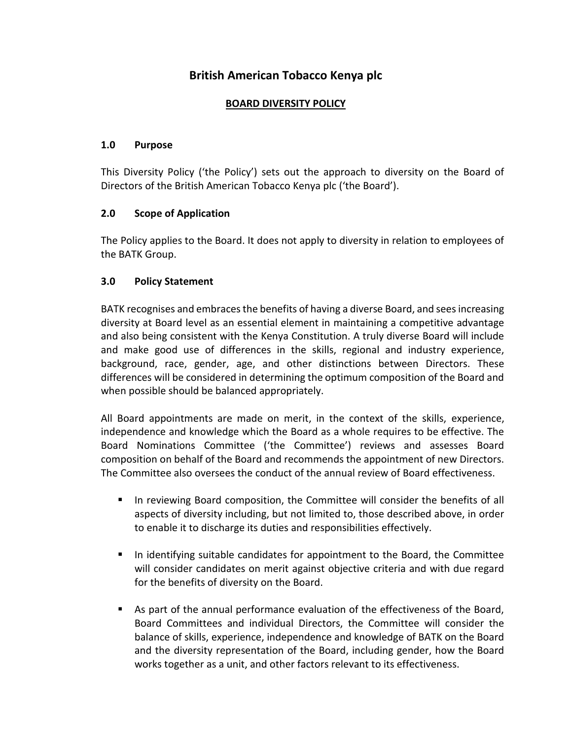# British American Tobacco Kenya plc

## BOARD DIVERSITY POLICY

### 1.0 Purpose

This Diversity Policy ('the Policy') sets out the approach to diversity on the Board of Directors of the British American Tobacco Kenya plc ('the Board').

### 2.0 Scope of Application

The Policy applies to the Board. It does not apply to diversity in relation to employees of the BATK Group.

### 3.0 Policy Statement

BATK recognises and embraces the benefits of having a diverse Board, and sees increasing diversity at Board level as an essential element in maintaining a competitive advantage and also being consistent with the Kenya Constitution. A truly diverse Board will include and make good use of differences in the skills, regional and industry experience, background, race, gender, age, and other distinctions between Directors. These differences will be considered in determining the optimum composition of the Board and when possible should be balanced appropriately.

All Board appointments are made on merit, in the context of the skills, experience, independence and knowledge which the Board as a whole requires to be effective. The Board Nominations Committee ('the Committee') reviews and assesses Board composition on behalf of the Board and recommends the appointment of new Directors. The Committee also oversees the conduct of the annual review of Board effectiveness.

- In reviewing Board composition, the Committee will consider the benefits of all aspects of diversity including, but not limited to, those described above, in order to enable it to discharge its duties and responsibilities effectively.
- In identifying suitable candidates for appointment to the Board, the Committee will consider candidates on merit against objective criteria and with due regard for the benefits of diversity on the Board.
- As part of the annual performance evaluation of the effectiveness of the Board, Board Committees and individual Directors, the Committee will consider the balance of skills, experience, independence and knowledge of BATK on the Board and the diversity representation of the Board, including gender, how the Board works together as a unit, and other factors relevant to its effectiveness.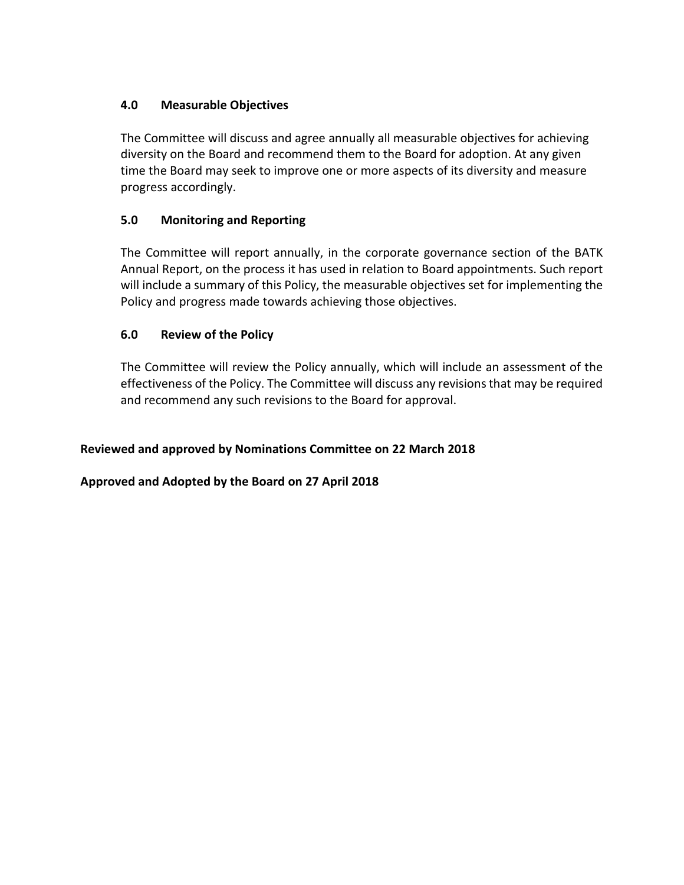## 4.0 Measurable Objectives

The Committee will discuss and agree annually all measurable objectives for achieving diversity on the Board and recommend them to the Board for adoption. At any given time the Board may seek to improve one or more aspects of its diversity and measure progress accordingly.

## 5.0 Monitoring and Reporting

The Committee will report annually, in the corporate governance section of the BATK Annual Report, on the process it has used in relation to Board appointments. Such report will include a summary of this Policy, the measurable objectives set for implementing the Policy and progress made towards achieving those objectives.

## 6.0 Review of the Policy

The Committee will review the Policy annually, which will include an assessment of the effectiveness of the Policy. The Committee will discuss any revisions that may be required and recommend any such revisions to the Board for approval.

**Reviewed and approved by Nominations Committee on 22 March 2018**

**Approved and Adopted by the Board on 27 April 2018**